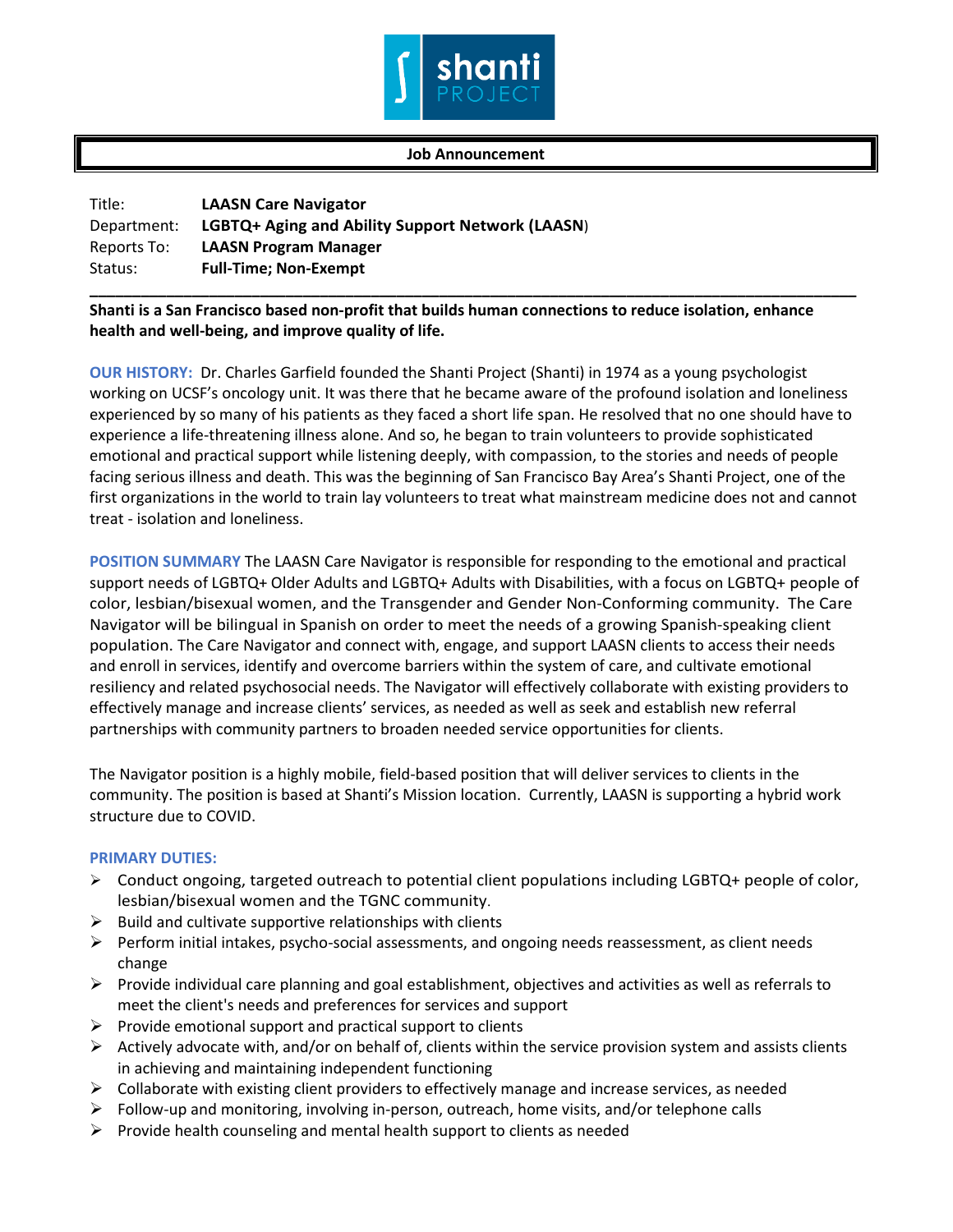**Job Announcement**

Title: **LAASN Care Navigator**
Department: **LGBTQ+ Aging and Ability Support Network (LAASN)**
Reports To: **LAASN Program Manager**
Status: **Full-Time; Non-Exempt**

---

**Shanti is a San Francisco based non-profit that builds human connections to reduce isolation, enhance health and well-being, and improve quality of life.**

**OUR HISTORY:** Dr. Charles Garfield founded the Shanti Project (Shanti) in 1974 as a young psychologist working on UCSF's oncology unit. It was there that he became aware of the profound isolation and loneliness experienced by so many of his patients as they faced a short life span. He resolved that no one should have to experience a life-threatening illness alone. And so, he began to train volunteers to provide sophisticated emotional and practical support while listening deeply, with compassion, to the stories and needs of people facing serious illness and death. This was the beginning of San Francisco Bay Area's Shanti Project, one of the first organizations in the world to train lay volunteers to treat what mainstream medicine does not and cannot treat - isolation and loneliness.

**POSITION SUMMARY** The LAASN Care Navigator is responsible for responding to the emotional and practical support needs of LGBTQ+ Older Adults and LGBTQ+ Adults with Disabilities, with a focus on LGBTQ+ people of color, lesbian/bisexual women, and the Transgender and Gender Non-Conforming community. The Care Navigator will be bilingual in Spanish on order to meet the needs of a growing Spanish-speaking client population. The Care Navigator and connect with, engage, and support LAASN clients to access their needs and enroll in services, identify and overcome barriers within the system of care, and cultivate emotional resiliency and related psychosocial needs. The Navigator will effectively collaborate with existing providers to effectively manage and increase clients' services, as needed as well as seek and establish new referral partnerships with community partners to broaden needed service opportunities for clients.

The Navigator position is a highly mobile, field-based position that will deliver services to clients in the community. The position is based at Shanti's Mission location. Currently, LAASN is supporting a hybrid work structure due to COVID.

**PRIMARY DUTIES:**

- Conduct ongoing, targeted outreach to potential client populations including LGBTQ+ people of color, lesbian/bisexual women and the TGNC community.
- Build and cultivate supportive relationships with clients
- Perform initial intakes, psycho-social assessments, and ongoing needs reassessment, as client needs change
- Provide individual care planning and goal establishment, objectives and activities as well as referrals to meet the client's needs and preferences for services and support
- Provide emotional support and practical support to clients
- Actively advocate with, and/or on behalf of, clients within the service provision system and assists clients in achieving and maintaining independent functioning
- Collaborate with existing client providers to effectively manage and increase services, as needed
- Follow-up and monitoring, involving in-person, outreach, home visits, and/or telephone calls
- Provide health counseling and mental health support to clients as needed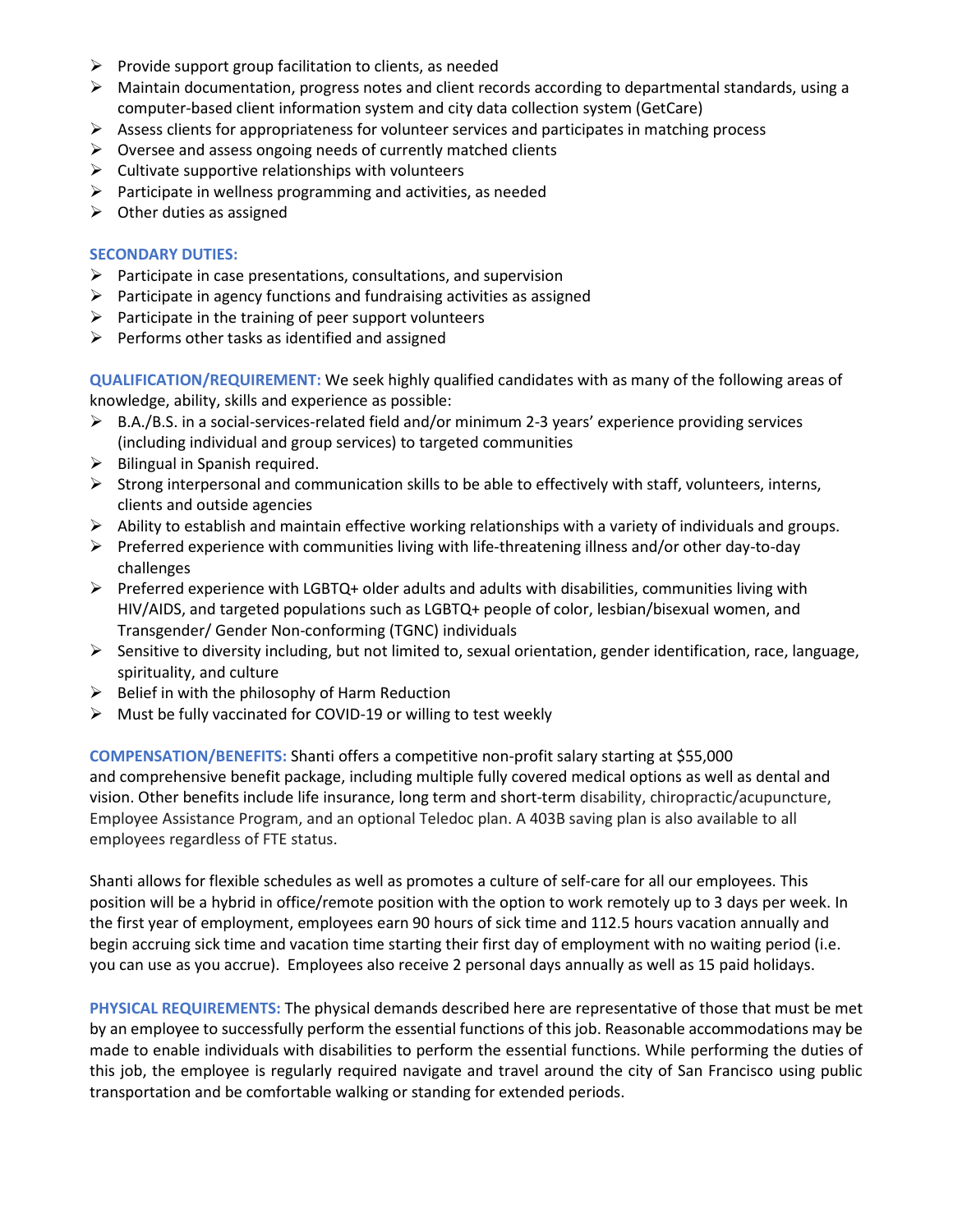- Provide support group facilitation to clients, as needed
- Maintain documentation, progress notes and client records according to departmental standards, using a computer-based client information system and city data collection system (GetCare)
- Assess clients for appropriateness for volunteer services and participates in matching process
- Oversee and assess ongoing needs of currently matched clients
- Cultivate supportive relationships with volunteers
- Participate in wellness programming and activities, as needed
- Other duties as assigned

**SECONDARY DUTIES:**

- Participate in case presentations, consultations, and supervision
- Participate in agency functions and fundraising activities as assigned
- Participate in the training of peer support volunteers
- Performs other tasks as identified and assigned

**QUALIFICATION/REQUIREMENT:** We seek highly qualified candidates with as many of the following areas of knowledge, ability, skills and experience as possible:

- B.A./B.S. in a social-services-related field and/or minimum 2-3 years' experience providing services (including individual and group services) to targeted communities
- Bilingual in Spanish required.
- Strong interpersonal and communication skills to be able to effectively with staff, volunteers, interns, clients and outside agencies
- Ability to establish and maintain effective working relationships with a variety of individuals and groups.
- Preferred experience with communities living with life-threatening illness and/or other day-to-day challenges
- Preferred experience with LGBTQ+ older adults and adults with disabilities, communities living with HIV/AIDS, and targeted populations such as LGBTQ+ people of color, lesbian/bisexual women, and Transgender/ Gender Non-conforming (TGNC) individuals
- Sensitive to diversity including, but not limited to, sexual orientation, gender identification, race, language, spirituality, and culture
- Belief in with the philosophy of Harm Reduction
- Must be fully vaccinated for COVID-19 or willing to test weekly

**COMPENSATION/BENEFITS:** Shanti offers a competitive non-profit salary starting at $55,000 and comprehensive benefit package, including multiple fully covered medical options as well as dental and vision. Other benefits include life insurance, long term and short-term disability, chiropractic/acupuncture, Employee Assistance Program, and an optional Teledoc plan. A 403B saving plan is also available to all employees regardless of FTE status.

Shanti allows for flexible schedules as well as promotes a culture of self-care for all our employees. This position will be a hybrid in office/remote position with the option to work remotely up to 3 days per week. In the first year of employment, employees earn 90 hours of sick time and 112.5 hours vacation annually and begin accruing sick time and vacation time starting their first day of employment with no waiting period (i.e. you can use as you accrue). Employees also receive 2 personal days annually as well as 15 paid holidays.

**PHYSICAL REQUIREMENTS:** The physical demands described here are representative of those that must be met by an employee to successfully perform the essential functions of this job. Reasonable accommodations may be made to enable individuals with disabilities to perform the essential functions. While performing the duties of this job, the employee is regularly required navigate and travel around the city of San Francisco using public transportation and be comfortable walking or standing for extended periods.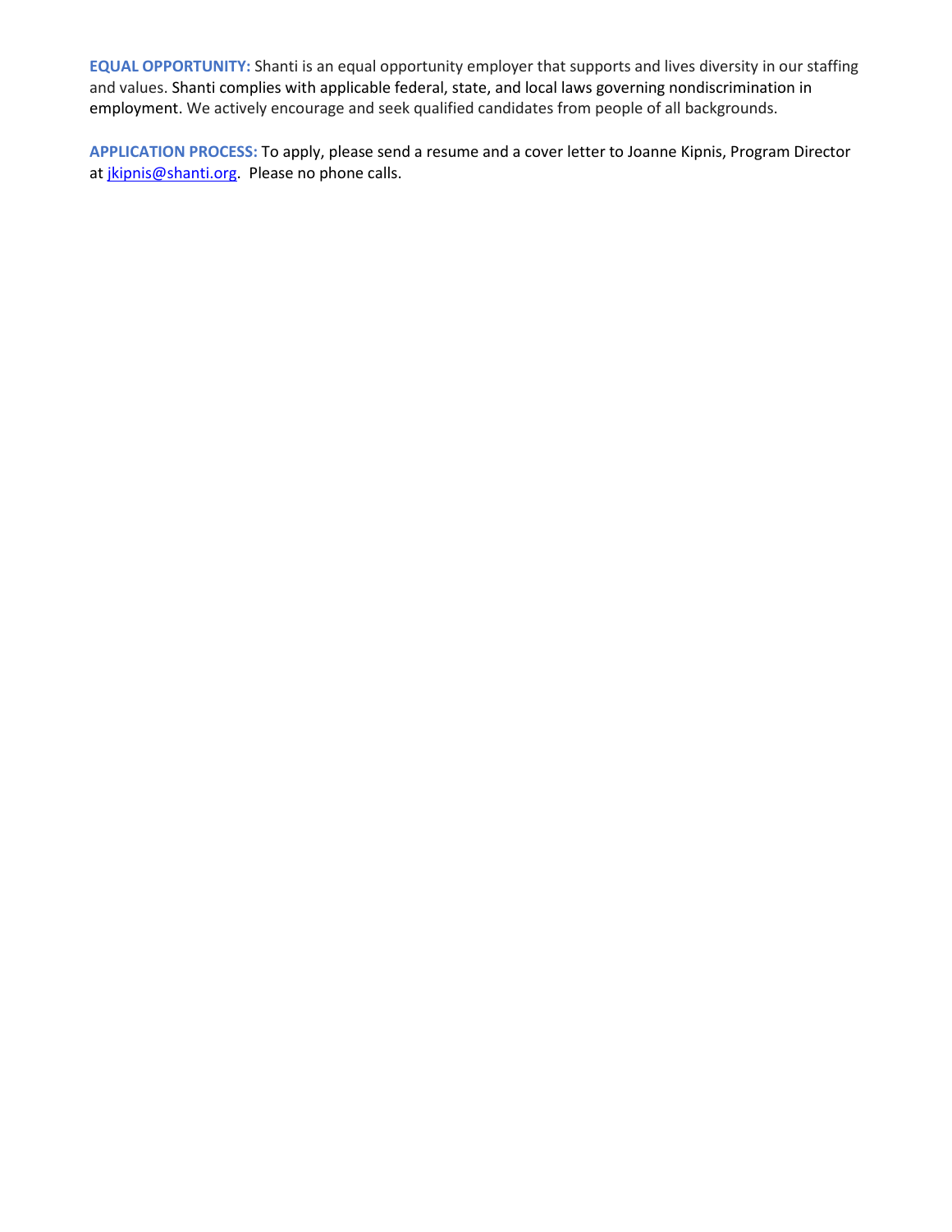**EQUAL OPPORTUNITY:** Shanti is an equal opportunity employer that supports and lives diversity in our staffing and values. Shanti complies with applicable federal, state, and local laws governing nondiscrimination in employment. We actively encourage and seek qualified candidates from people of all backgrounds.

**APPLICATION PROCESS:** To apply, please send a resume and a cover letter to Joanne Kipnis, Program Director at jkipnis@shanti.org. Please no phone calls.